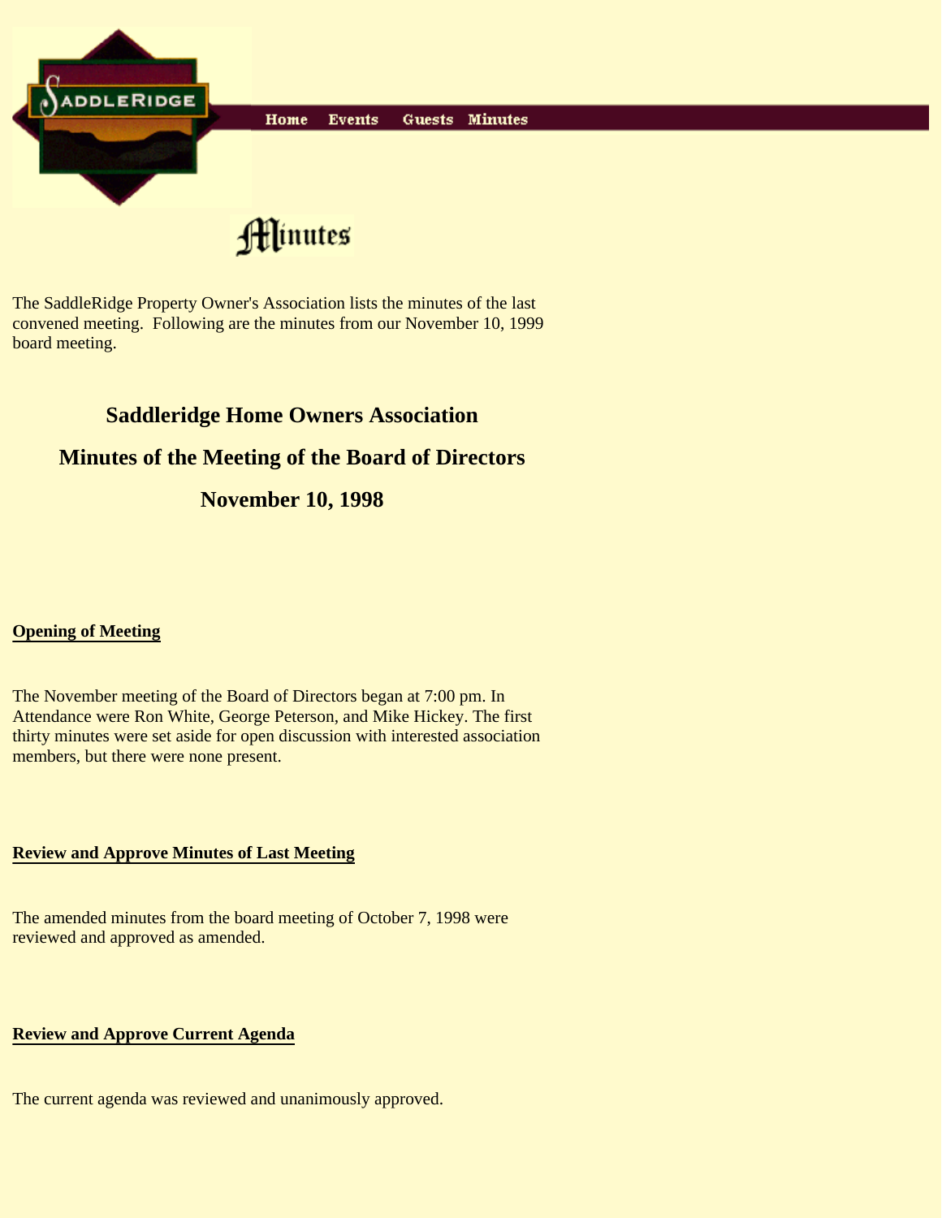SaddleRidge

Home Events Guests Minutes

# Minutes

The SaddleRidge Property Owner's Association lists the minutes of the last convened meeting. Following are the minutes from our November 10, 1999 board meeting.

## Saddleridge Home Owners Association

## Minutes of the Meeting of the Board of Directors

## November 10, 1998

**Opening of Meeting**

The November meeting of the Board of Directors began at 7:00 pm. In Attendance were Ron White, George Peterson, and Mike Hickey. The first thirty minutes were set aside for open discussion with interested association members, but there were none present.

**Review and Approve Minutes of Last Meeting**

The amended minutes from the board meeting of October 7, 1998 were reviewed and approved as amended.

**Review and Approve Current Agenda**

The current agenda was reviewed and unanimously approved.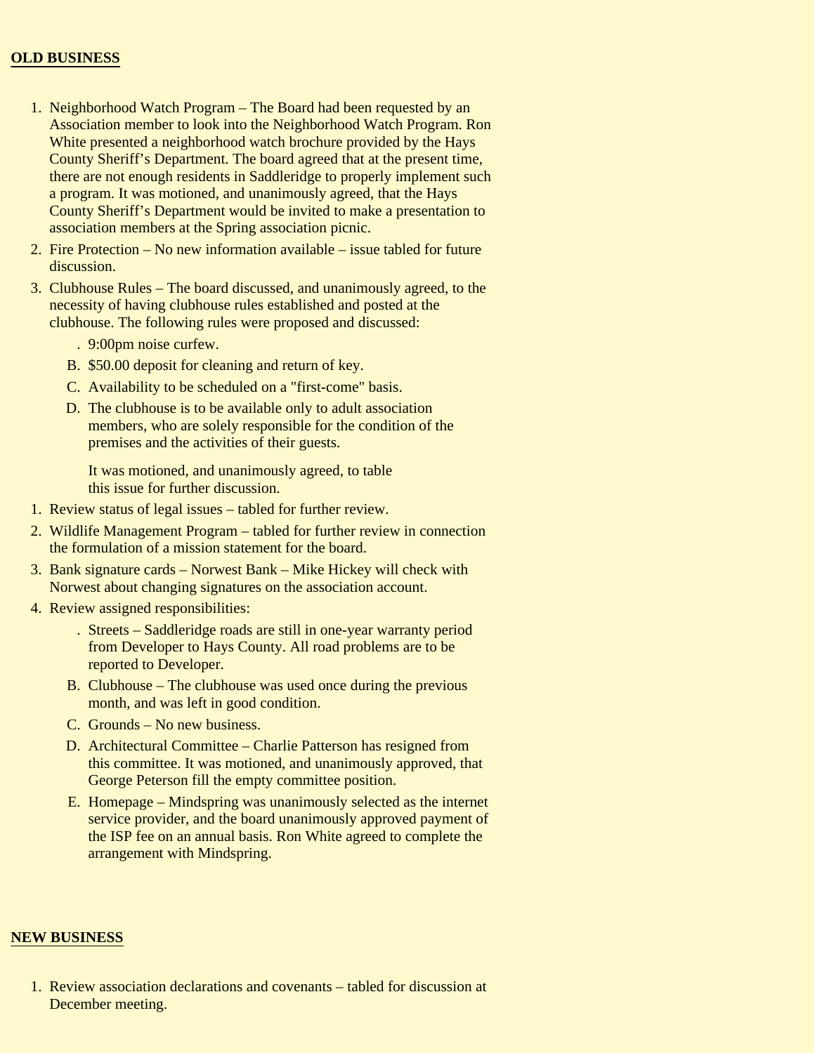## OLD BUSINESS

1. Neighborhood Watch Program – The Board had been requested by an Association member to look into the Neighborhood Watch Program. Ron White presented a neighborhood watch brochure provided by the Hays County Sheriff's Department. The board agreed that at the present time, there are not enough residents in Saddleridge to properly implement such a program. It was motioned, and unanimously agreed, that the Hays County Sheriff's Department would be invited to make a presentation to association members at the Spring association picnic.
2. Fire Protection – No new information available – issue tabled for future discussion.
3. Clubhouse Rules – The board discussed, and unanimously agreed, to the necessity of having clubhouse rules established and posted at the clubhouse. The following rules were proposed and discussed:
   - . 9:00pm noise curfew.
   - B. $50.00 deposit for cleaning and return of key.
   - C. Availability to be scheduled on a "first-come" basis.
   - D. The clubhouse is to be available only to adult association members, who are solely responsible for the condition of the premises and the activities of their guests.

     It was motioned, and unanimously agreed, to table this issue for further discussion.

1. Review status of legal issues – tabled for further review.
2. Wildlife Management Program – tabled for further review in connection the formulation of a mission statement for the board.
3. Bank signature cards – Norwest Bank – Mike Hickey will check with Norwest about changing signatures on the association account.
4. Review assigned responsibilities:
   - . Streets – Saddleridge roads are still in one-year warranty period from Developer to Hays County. All road problems are to be reported to Developer.
   - B. Clubhouse – The clubhouse was used once during the previous month, and was left in good condition.
   - C. Grounds – No new business.
   - D. Architectural Committee – Charlie Patterson has resigned from this committee. It was motioned, and unanimously approved, that George Peterson fill the empty committee position.
   - E. Homepage – Mindspring was unanimously selected as the internet service provider, and the board unanimously approved payment of the ISP fee on an annual basis. Ron White agreed to complete the arrangement with Mindspring.

## NEW BUSINESS

1. Review association declarations and covenants – tabled for discussion at December meeting.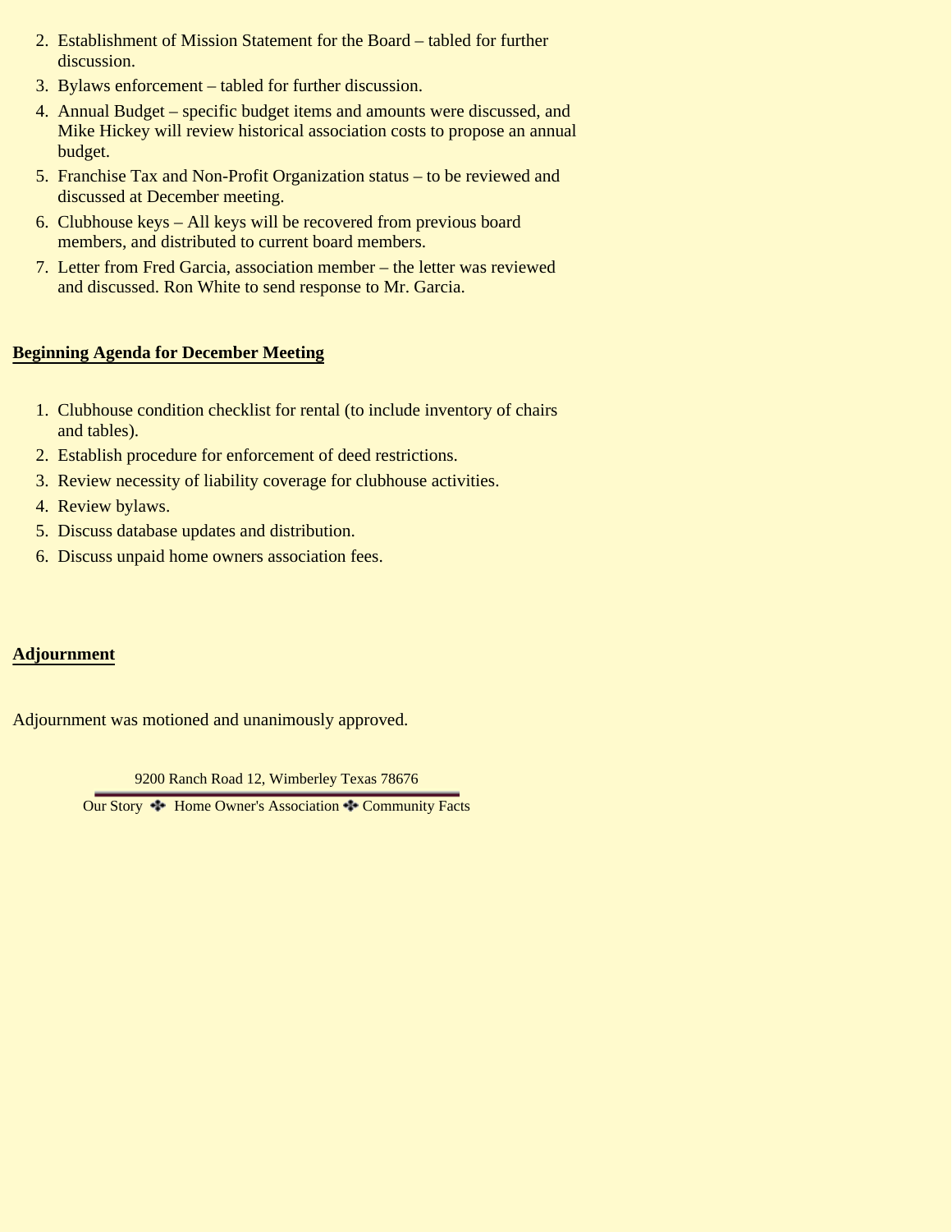2. Establishment of Mission Statement for the Board – tabled for further discussion.
3. Bylaws enforcement – tabled for further discussion.
4. Annual Budget – specific budget items and amounts were discussed, and Mike Hickey will review historical association costs to propose an annual budget.
5. Franchise Tax and Non-Profit Organization status – to be reviewed and discussed at December meeting.
6. Clubhouse keys – All keys will be recovered from previous board members, and distributed to current board members.
7. Letter from Fred Garcia, association member – the letter was reviewed and discussed. Ron White to send response to Mr. Garcia.

**Beginning Agenda for December Meeting**

1. Clubhouse condition checklist for rental (to include inventory of chairs and tables).
2. Establish procedure for enforcement of deed restrictions.
3. Review necessity of liability coverage for clubhouse activities.
4. Review bylaws.
5. Discuss database updates and distribution.
6. Discuss unpaid home owners association fees.

**Adjournment**

Adjournment was motioned and unanimously approved.

9200 Ranch Road 12, Wimberley Texas 78676

Our Story ✤ Home Owner's Association ✤ Community Facts